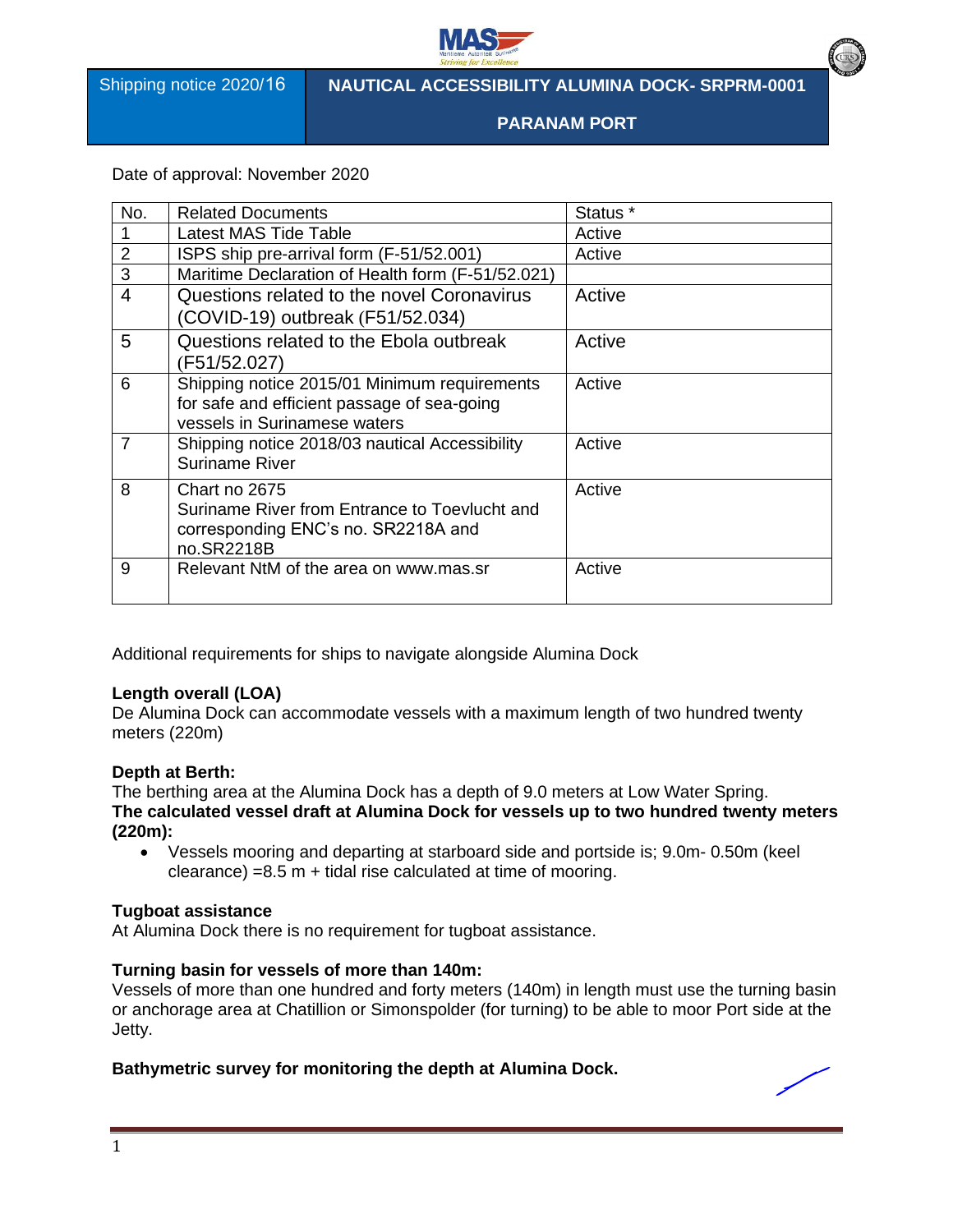Shipping notice 2020/16

# NAUTICAL ACCESSIBILITY ALUMINA DOCK- SRPRM-0001

## PARANAM PORT

Date of approval: November 2020

| No. | Related Documents | Status * |
|---|---|---|
| 1 | Latest MAS Tide Table | Active |
| 2 | ISPS ship pre-arrival form (F-51/52.001) | Active |
| 3 | Maritime Declaration of Health form (F-51/52.021) | |
| 4 | Questions related to the novel Coronavirus (COVID-19) outbreak (F51/52.034) | Active |
| 5 | Questions related to the Ebola outbreak (F51/52.027) | Active |
| 6 | Shipping notice 2015/01 Minimum requirements for safe and efficient passage of sea-going vessels in Surinamese waters | Active |
| 7 | Shipping notice 2018/03 nautical Accessibility Suriname River | Active |
| 8 | Chart no 2675 Suriname River from Entrance to Toevlucht and corresponding ENC's no. SR2218A and no.SR2218B | Active |
| 9 | Relevant NtM of the area on www.mas.sr | Active |

Additional requirements for ships to navigate alongside Alumina Dock

**Length overall (LOA)**
De Alumina Dock can accommodate vessels with a maximum length of two hundred twenty meters (220m)

**Depth at Berth:**
The berthing area at the Alumina Dock has a depth of 9.0 meters at Low Water Spring.
**The calculated vessel draft at Alumina Dock for vessels up to two hundred twenty meters (220m):**

- Vessels mooring and departing at starboard side and portside is; 9.0m- 0.50m (keel clearance) =8.5 m + tidal rise calculated at time of mooring.

**Tugboat assistance**
At Alumina Dock there is no requirement for tugboat assistance.

**Turning basin for vessels of more than 140m:**
Vessels of more than one hundred and forty meters (140m) in length must use the turning basin or anchorage area at Chatillion or Simonspolder (for turning) to be able to moor Port side at the Jetty.

**Bathymetric survey for monitoring the depth at Alumina Dock.**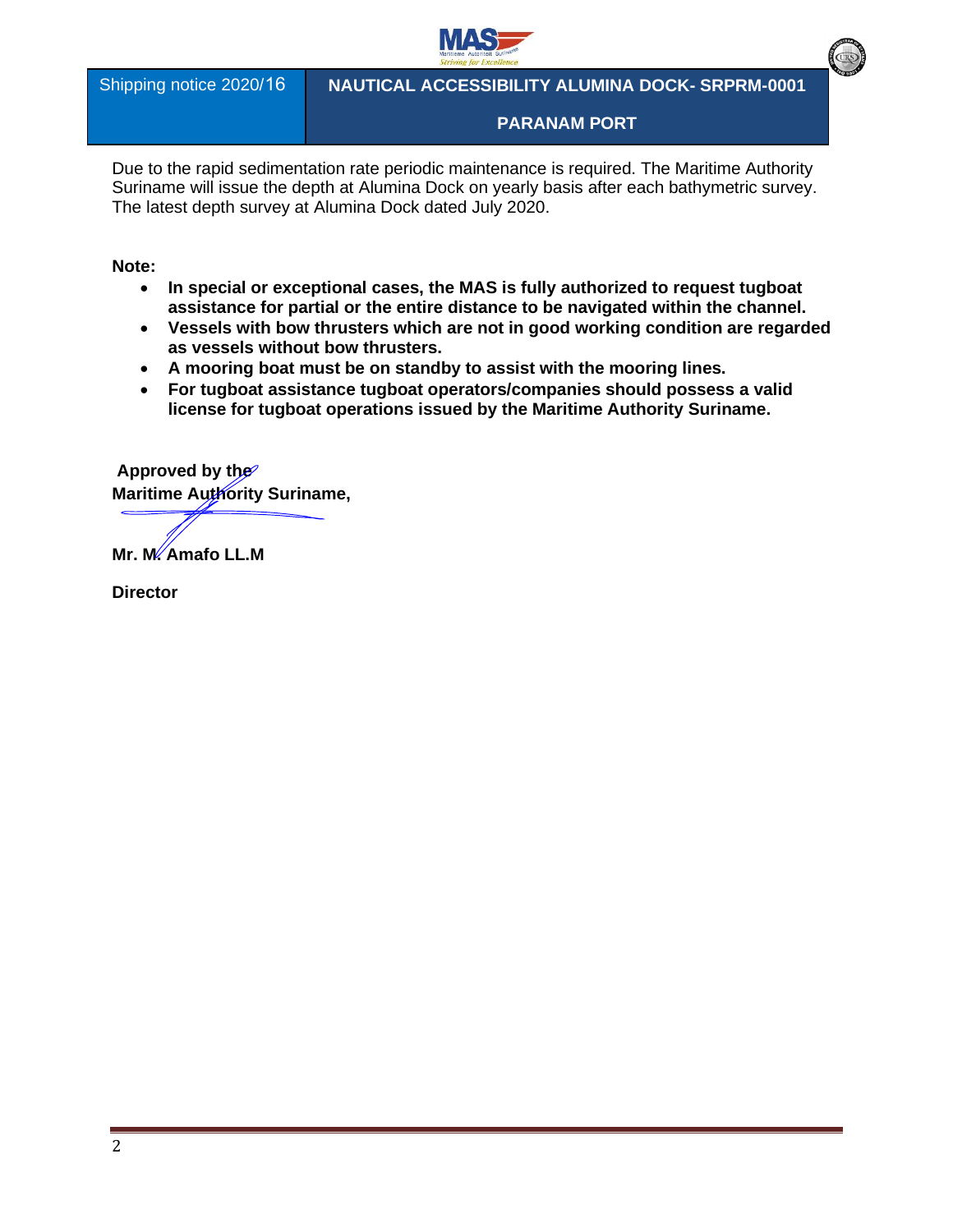| Shipping notice 2020/16 | NAUTICAL ACCESSIBILITY ALUMINA DOCK- SRPRM-0001<br><br>PARANAM PORT |
|---|---|

Due to the rapid sedimentation rate periodic maintenance is required. The Maritime Authority Suriname will issue the depth at Alumina Dock on yearly basis after each bathymetric survey. The latest depth survey at Alumina Dock dated July 2020.

**Note:**

- **In special or exceptional cases, the MAS is fully authorized to request tugboat assistance for partial or the entire distance to be navigated within the channel.**
- **Vessels with bow thrusters which are not in good working condition are regarded as vessels without bow thrusters.**
- **A mooring boat must be on standby to assist with the mooring lines.**
- **For tugboat assistance tugboat operators/companies should possess a valid license for tugboat operations issued by the Maritime Authority Suriname.**

**Approved by the**
**Maritime Authority Suriname,**

**Mr. M. Amafo LL.M**

**Director**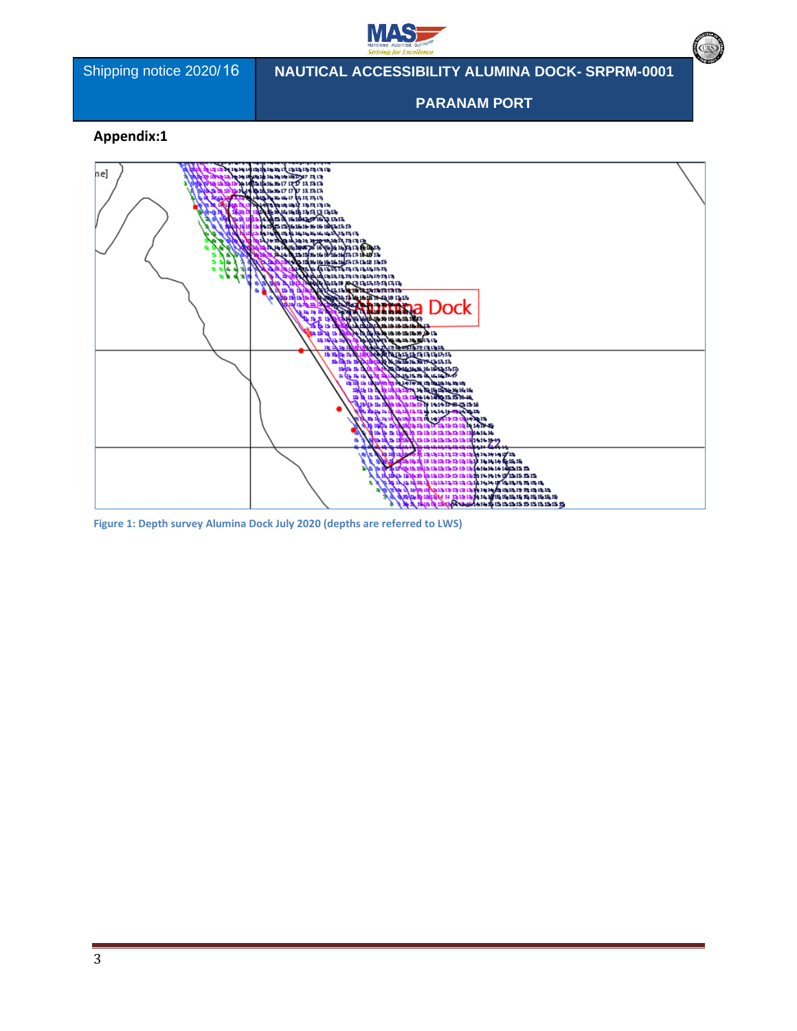## Appendix:1

Alumina Dock

Figure 1: Depth survey Alumina Dock July 2020 (depths are referred to LWS)